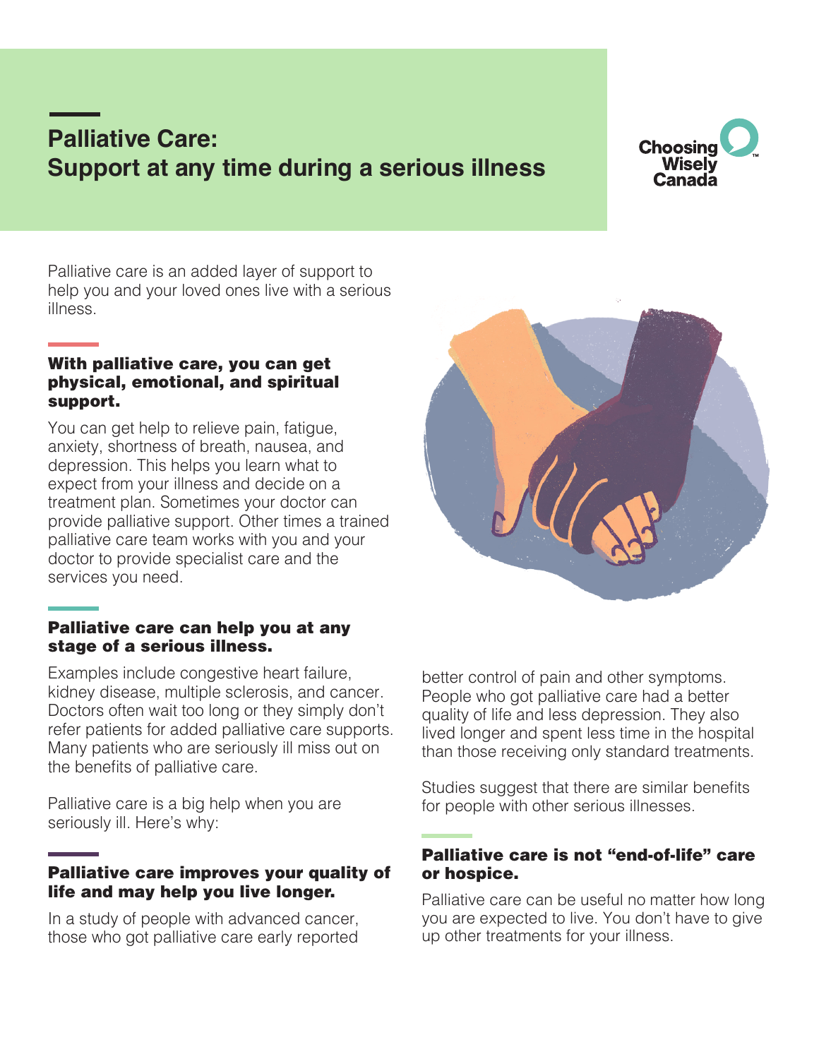# Palliative Care: Support at any time during a serious illness

Choosing Wisely Canada

Palliative care is an added layer of support to help you and your loved ones live with a serious illness.

## With palliative care, you can get physical, emotional, and spiritual support.

You can get help to relieve pain, fatigue, anxiety, shortness of breath, nausea, and depression. This helps you learn what to expect from your illness and decide on a treatment plan. Sometimes your doctor can provide palliative support. Other times a trained palliative care team works with you and your doctor to provide specialist care and the services you need.

## Palliative care can help you at any stage of a serious illness.

Examples include congestive heart failure, kidney disease, multiple sclerosis, and cancer. Doctors often wait too long or they simply don't refer patients for added palliative care supports. Many patients who are seriously ill miss out on the benefits of palliative care.

Palliative care is a big help when you are seriously ill. Here's why:

## Palliative care improves your quality of life and may help you live longer.

In a study of people with advanced cancer, those who got palliative care early reported better control of pain and other symptoms. People who got palliative care had a better quality of life and less depression. They also lived longer and spent less time in the hospital than those receiving only standard treatments.

Studies suggest that there are similar benefits for people with other serious illnesses.

## Palliative care is not "end-of-life" care or hospice.

Palliative care can be useful no matter how long you are expected to live. You don't have to give up other treatments for your illness.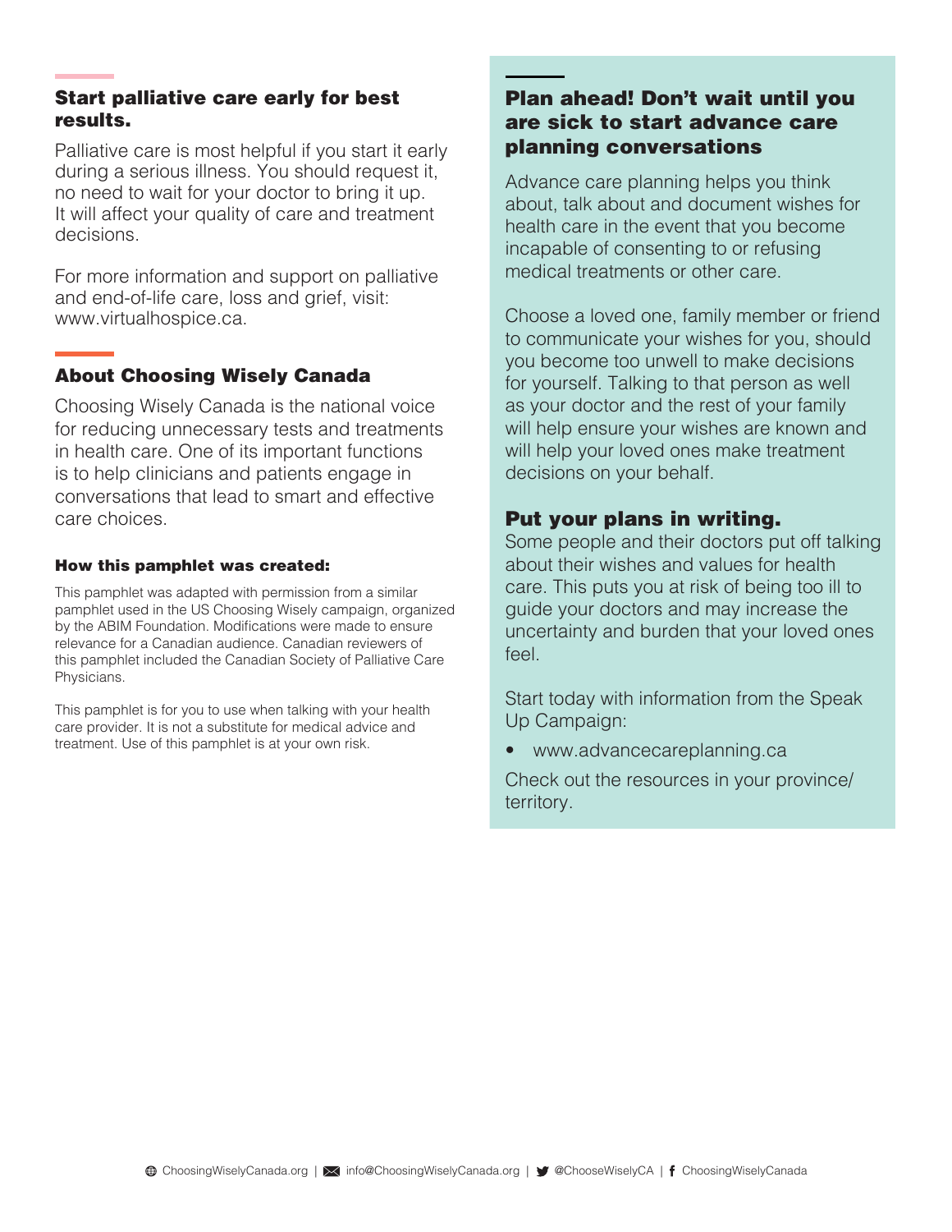## Start palliative care early for best results.

Palliative care is most helpful if you start it early during a serious illness. You should request it, no need to wait for your doctor to bring it up. It will affect your quality of care and treatment decisions.

For more information and support on palliative and end-of-life care, loss and grief, visit: www.virtualhospice.ca.

## About Choosing Wisely Canada

Choosing Wisely Canada is the national voice for reducing unnecessary tests and treatments in health care. One of its important functions is to help clinicians and patients engage in conversations that lead to smart and effective care choices.

#### How this pamphlet was created:

This pamphlet was adapted with permission from a similar pamphlet used in the US Choosing Wisely campaign, organized by the ABIM Foundation. Modifications were made to ensure relevance for a Canadian audience. Canadian reviewers of this pamphlet included the Canadian Society of Palliative Care Physicians.

This pamphlet is for you to use when talking with your health care provider. It is not a substitute for medical advice and treatment. Use of this pamphlet is at your own risk.

## Plan ahead! Don't wait until you are sick to start advance care planning conversations

Advance care planning helps you think about, talk about and document wishes for health care in the event that you become incapable of consenting to or refusing medical treatments or other care.

Choose a loved one, family member or friend to communicate your wishes for you, should you become too unwell to make decisions for yourself. Talking to that person as well as your doctor and the rest of your family will help ensure your wishes are known and will help your loved ones make treatment decisions on your behalf.

### Put your plans in writing.

Some people and their doctors put off talking about their wishes and values for health care. This puts you at risk of being too ill to guide your doctors and may increase the uncertainty and burden that your loved ones feel.

Start today with information from the Speak Up Campaign:

- www.advancecareplanning.ca

Check out the resources in your province/territory.